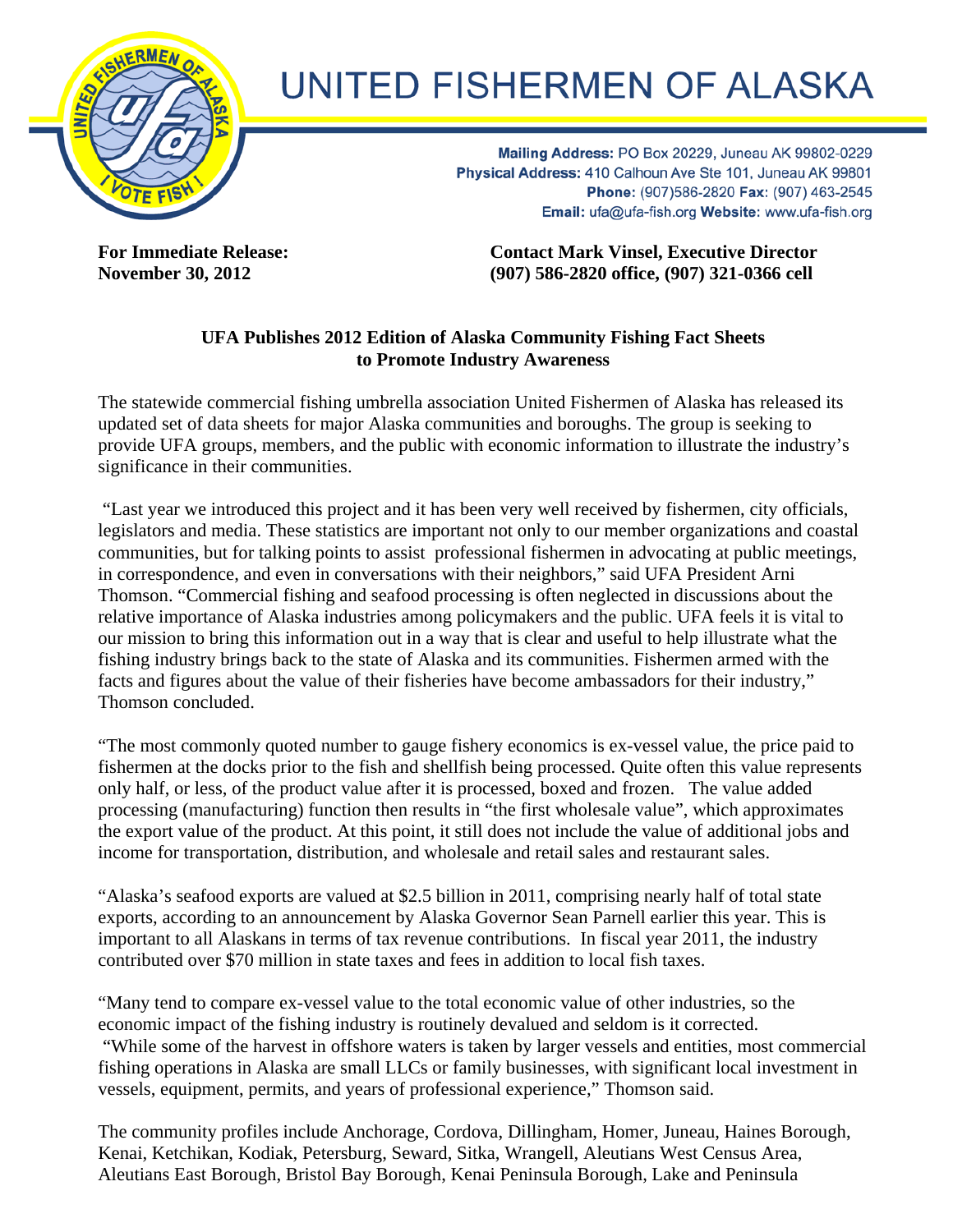# UNITED FISHERMEN OF ALASKA

**Mailing Address:** PO Box 20229, Juneau AK 99802-0229
**Physical Address:** 410 Calhoun Ave Ste 101, Juneau AK 99801
**Phone:** (907)586-2820 **Fax:** (907) 463-2545
**Email:** ufa@ufa-fish.org **Website:** www.ufa-fish.org

**For Immediate Release:**
**November 30, 2012**

**Contact Mark Vinsel, Executive Director**
**(907) 586-2820 office, (907) 321-0366 cell**

## UFA Publishes 2012 Edition of Alaska Community Fishing Fact Sheets to Promote Industry Awareness

The statewide commercial fishing umbrella association United Fishermen of Alaska has released its updated set of data sheets for major Alaska communities and boroughs. The group is seeking to provide UFA groups, members, and the public with economic information to illustrate the industry's significance in their communities.

"Last year we introduced this project and it has been very well received by fishermen, city officials, legislators and media. These statistics are important not only to our member organizations and coastal communities, but for talking points to assist professional fishermen in advocating at public meetings, in correspondence, and even in conversations with their neighbors," said UFA President Arni Thomson. "Commercial fishing and seafood processing is often neglected in discussions about the relative importance of Alaska industries among policymakers and the public. UFA feels it is vital to our mission to bring this information out in a way that is clear and useful to help illustrate what the fishing industry brings back to the state of Alaska and its communities. Fishermen armed with the facts and figures about the value of their fisheries have become ambassadors for their industry," Thomson concluded.

"The most commonly quoted number to gauge fishery economics is ex-vessel value, the price paid to fishermen at the docks prior to the fish and shellfish being processed. Quite often this value represents only half, or less, of the product value after it is processed, boxed and frozen. The value added processing (manufacturing) function then results in "the first wholesale value", which approximates the export value of the product. At this point, it still does not include the value of additional jobs and income for transportation, distribution, and wholesale and retail sales and restaurant sales.

"Alaska's seafood exports are valued at $2.5 billion in 2011, comprising nearly half of total state exports, according to an announcement by Alaska Governor Sean Parnell earlier this year. This is important to all Alaskans in terms of tax revenue contributions. In fiscal year 2011, the industry contributed over $70 million in state taxes and fees in addition to local fish taxes.

"Many tend to compare ex-vessel value to the total economic value of other industries, so the economic impact of the fishing industry is routinely devalued and seldom is it corrected.
"While some of the harvest in offshore waters is taken by larger vessels and entities, most commercial fishing operations in Alaska are small LLCs or family businesses, with significant local investment in vessels, equipment, permits, and years of professional experience," Thomson said.

The community profiles include Anchorage, Cordova, Dillingham, Homer, Juneau, Haines Borough, Kenai, Ketchikan, Kodiak, Petersburg, Seward, Sitka, Wrangell, Aleutians West Census Area, Aleutians East Borough, Bristol Bay Borough, Kenai Peninsula Borough, Lake and Peninsula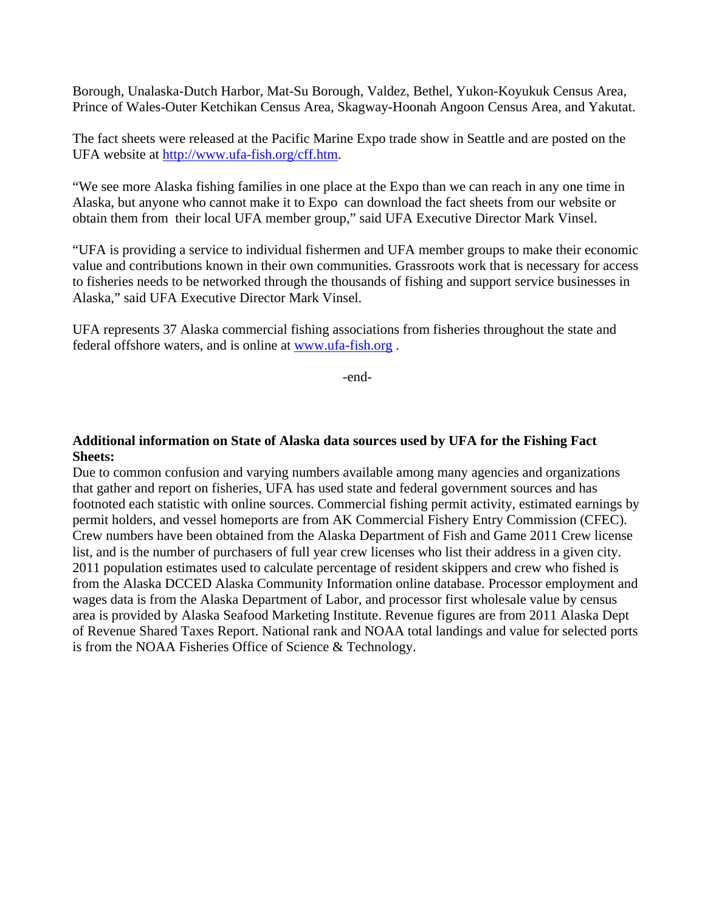Borough, Unalaska-Dutch Harbor, Mat-Su Borough, Valdez, Bethel, Yukon-Koyukuk Census Area, Prince of Wales-Outer Ketchikan Census Area, Skagway-Hoonah Angoon Census Area, and Yakutat.

The fact sheets were released at the Pacific Marine Expo trade show in Seattle and are posted on the UFA website at http://www.ufa-fish.org/cff.htm.

"We see more Alaska fishing families in one place at the Expo than we can reach in any one time in Alaska, but anyone who cannot make it to Expo can download the fact sheets from our website or obtain them from their local UFA member group," said UFA Executive Director Mark Vinsel.

"UFA is providing a service to individual fishermen and UFA member groups to make their economic value and contributions known in their own communities. Grassroots work that is necessary for access to fisheries needs to be networked through the thousands of fishing and support service businesses in Alaska," said UFA Executive Director Mark Vinsel.

UFA represents 37 Alaska commercial fishing associations from fisheries throughout the state and federal offshore waters, and is online at www.ufa-fish.org .

-end-

**Additional information on State of Alaska data sources used by UFA for the Fishing Fact Sheets:**

Due to common confusion and varying numbers available among many agencies and organizations that gather and report on fisheries, UFA has used state and federal government sources and has footnoted each statistic with online sources. Commercial fishing permit activity, estimated earnings by permit holders, and vessel homeports are from AK Commercial Fishery Entry Commission (CFEC). Crew numbers have been obtained from the Alaska Department of Fish and Game 2011 Crew license list, and is the number of purchasers of full year crew licenses who list their address in a given city. 2011 population estimates used to calculate percentage of resident skippers and crew who fished is from the Alaska DCCED Alaska Community Information online database. Processor employment and wages data is from the Alaska Department of Labor, and processor first wholesale value by census area is provided by Alaska Seafood Marketing Institute. Revenue figures are from 2011 Alaska Dept of Revenue Shared Taxes Report. National rank and NOAA total landings and value for selected ports is from the NOAA Fisheries Office of Science & Technology.